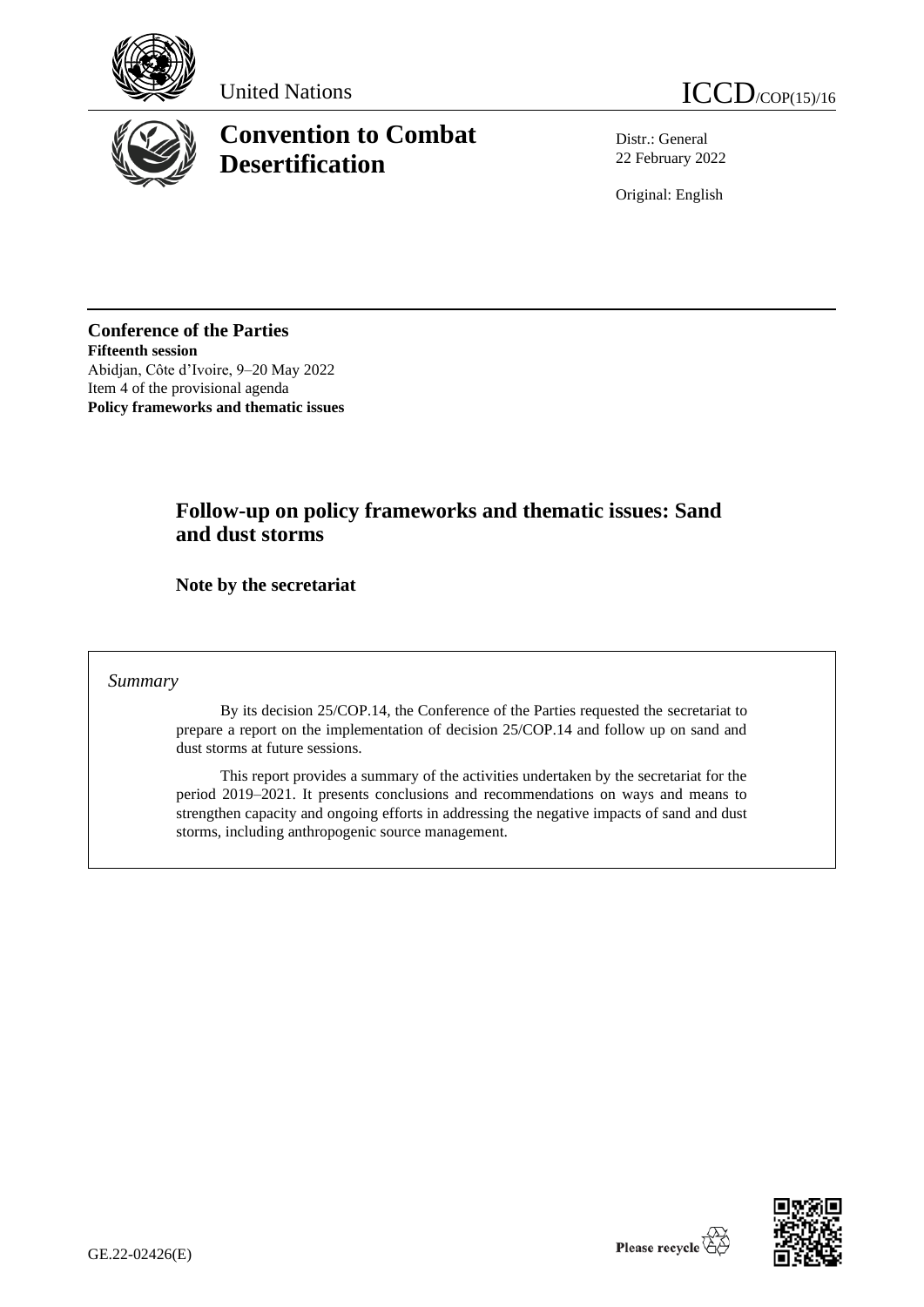United Nations

ICCD/COP(15)/16

# Convention to Combat Desertification

Distr.: General
22 February 2022

Original: English

**Conference of the Parties**
**Fifteenth session**
Abidjan, Côte d'Ivoire, 9–20 May 2022
Item 4 of the provisional agenda
**Policy frameworks and thematic issues**

## Follow-up on policy frameworks and thematic issues: Sand and dust storms

### Note by the secretariat

*Summary*

By its decision 25/COP.14, the Conference of the Parties requested the secretariat to prepare a report on the implementation of decision 25/COP.14 and follow up on sand and dust storms at future sessions.

This report provides a summary of the activities undertaken by the secretariat for the period 2019–2021. It presents conclusions and recommendations on ways and means to strengthen capacity and ongoing efforts in addressing the negative impacts of sand and dust storms, including anthropogenic source management.

GE.22-02426(E)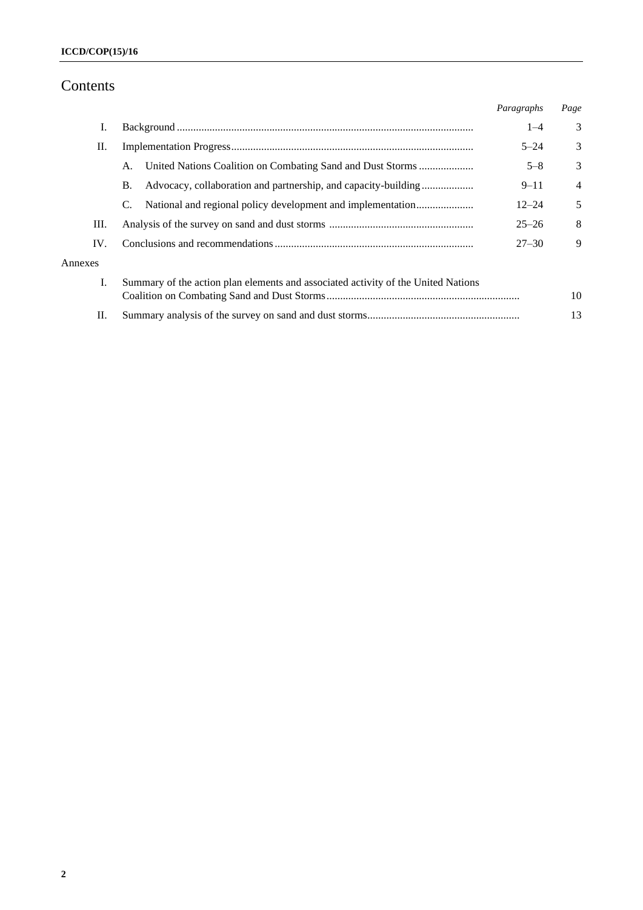# Contents

| | | Paragraphs | Page |
|---|---|---|---|
| I. | Background | 1–4 | 3 |
| II. | Implementation Progress | 5–24 | 3 |
| | A. United Nations Coalition on Combating Sand and Dust Storms | 5–8 | 3 |
| | B. Advocacy, collaboration and partnership, and capacity-building | 9–11 | 4 |
| | C. National and regional policy development and implementation | 12–24 | 5 |
| III. | Analysis of the survey on sand and dust storms | 25–26 | 8 |
| IV. | Conclusions and recommendations | 27–30 | 9 |
| Annexes | | | |
| I. | Summary of the action plan elements and associated activity of the United Nations Coalition on Combating Sand and Dust Storms | | 10 |
| II. | Summary analysis of the survey on sand and dust storms | | 13 |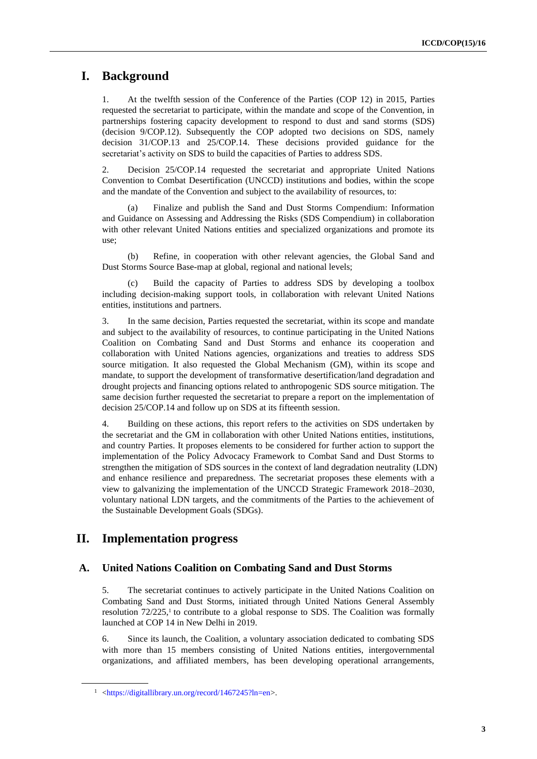# I. Background

1. At the twelfth session of the Conference of the Parties (COP 12) in 2015, Parties requested the secretariat to participate, within the mandate and scope of the Convention, in partnerships fostering capacity development to respond to dust and sand storms (SDS) (decision 9/COP.12). Subsequently the COP adopted two decisions on SDS, namely decision 31/COP.13 and 25/COP.14. These decisions provided guidance for the secretariat's activity on SDS to build the capacities of Parties to address SDS.

2. Decision 25/COP.14 requested the secretariat and appropriate United Nations Convention to Combat Desertification (UNCCD) institutions and bodies, within the scope and the mandate of the Convention and subject to the availability of resources, to:

(a) Finalize and publish the Sand and Dust Storms Compendium: Information and Guidance on Assessing and Addressing the Risks (SDS Compendium) in collaboration with other relevant United Nations entities and specialized organizations and promote its use;

(b) Refine, in cooperation with other relevant agencies, the Global Sand and Dust Storms Source Base-map at global, regional and national levels;

(c) Build the capacity of Parties to address SDS by developing a toolbox including decision-making support tools, in collaboration with relevant United Nations entities, institutions and partners.

3. In the same decision, Parties requested the secretariat, within its scope and mandate and subject to the availability of resources, to continue participating in the United Nations Coalition on Combating Sand and Dust Storms and enhance its cooperation and collaboration with United Nations agencies, organizations and treaties to address SDS source mitigation. It also requested the Global Mechanism (GM), within its scope and mandate, to support the development of transformative desertification/land degradation and drought projects and financing options related to anthropogenic SDS source mitigation. The same decision further requested the secretariat to prepare a report on the implementation of decision 25/COP.14 and follow up on SDS at its fifteenth session.

4. Building on these actions, this report refers to the activities on SDS undertaken by the secretariat and the GM in collaboration with other United Nations entities, institutions, and country Parties. It proposes elements to be considered for further action to support the implementation of the Policy Advocacy Framework to Combat Sand and Dust Storms to strengthen the mitigation of SDS sources in the context of land degradation neutrality (LDN) and enhance resilience and preparedness. The secretariat proposes these elements with a view to galvanizing the implementation of the UNCCD Strategic Framework 2018–2030, voluntary national LDN targets, and the commitments of the Parties to the achievement of the Sustainable Development Goals (SDGs).

# II. Implementation progress

## A. United Nations Coalition on Combating Sand and Dust Storms

5. The secretariat continues to actively participate in the United Nations Coalition on Combating Sand and Dust Storms, initiated through United Nations General Assembly resolution 72/225,[1] to contribute to a global response to SDS. The Coalition was formally launched at COP 14 in New Delhi in 2019.

6. Since its launch, the Coalition, a voluntary association dedicated to combating SDS with more than 15 members consisting of United Nations entities, intergovernmental organizations, and affiliated members, has been developing operational arrangements,

[1] <https://digitallibrary.un.org/record/1467245?ln=en>.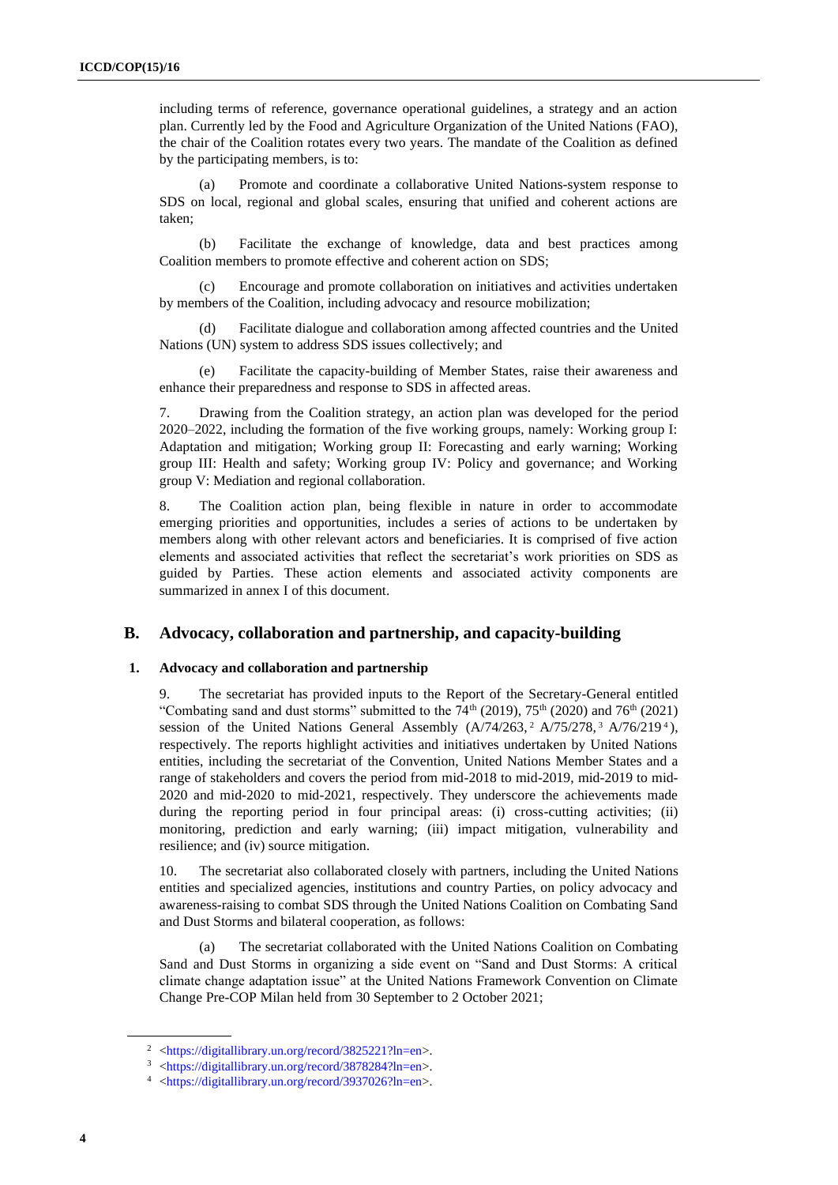including terms of reference, governance operational guidelines, a strategy and an action plan. Currently led by the Food and Agriculture Organization of the United Nations (FAO), the chair of the Coalition rotates every two years. The mandate of the Coalition as defined by the participating members, is to:

(a) Promote and coordinate a collaborative United Nations-system response to SDS on local, regional and global scales, ensuring that unified and coherent actions are taken;

(b) Facilitate the exchange of knowledge, data and best practices among Coalition members to promote effective and coherent action on SDS;

(c) Encourage and promote collaboration on initiatives and activities undertaken by members of the Coalition, including advocacy and resource mobilization;

(d) Facilitate dialogue and collaboration among affected countries and the United Nations (UN) system to address SDS issues collectively; and

(e) Facilitate the capacity-building of Member States, raise their awareness and enhance their preparedness and response to SDS in affected areas.

7. Drawing from the Coalition strategy, an action plan was developed for the period 2020–2022, including the formation of the five working groups, namely: Working group I: Adaptation and mitigation; Working group II: Forecasting and early warning; Working group III: Health and safety; Working group IV: Policy and governance; and Working group V: Mediation and regional collaboration.

8. The Coalition action plan, being flexible in nature in order to accommodate emerging priorities and opportunities, includes a series of actions to be undertaken by members along with other relevant actors and beneficiaries. It is comprised of five action elements and associated activities that reflect the secretariat's work priorities on SDS as guided by Parties. These action elements and associated activity components are summarized in annex I of this document.

## B. Advocacy, collaboration and partnership, and capacity-building

### 1. Advocacy and collaboration and partnership

9. The secretariat has provided inputs to the Report of the Secretary-General entitled "Combating sand and dust storms" submitted to the 74th (2019), 75th (2020) and 76th (2021) session of the United Nations General Assembly (A/74/263,[2] A/75/278,[3] A/76/219[4]), respectively. The reports highlight activities and initiatives undertaken by United Nations entities, including the secretariat of the Convention, United Nations Member States and a range of stakeholders and covers the period from mid-2018 to mid-2019, mid-2019 to mid-2020 and mid-2020 to mid-2021, respectively. They underscore the achievements made during the reporting period in four principal areas: (i) cross-cutting activities; (ii) monitoring, prediction and early warning; (iii) impact mitigation, vulnerability and resilience; and (iv) source mitigation.

10. The secretariat also collaborated closely with partners, including the United Nations entities and specialized agencies, institutions and country Parties, on policy advocacy and awareness-raising to combat SDS through the United Nations Coalition on Combating Sand and Dust Storms and bilateral cooperation, as follows:

(a) The secretariat collaborated with the United Nations Coalition on Combating Sand and Dust Storms in organizing a side event on "Sand and Dust Storms: A critical climate change adaptation issue" at the United Nations Framework Convention on Climate Change Pre-COP Milan held from 30 September to 2 October 2021;

---

[2] <https://digitallibrary.un.org/record/3825221?ln=en>.

[3] <https://digitallibrary.un.org/record/3878284?ln=en>.

[4] <https://digitallibrary.un.org/record/3937026?ln=en>.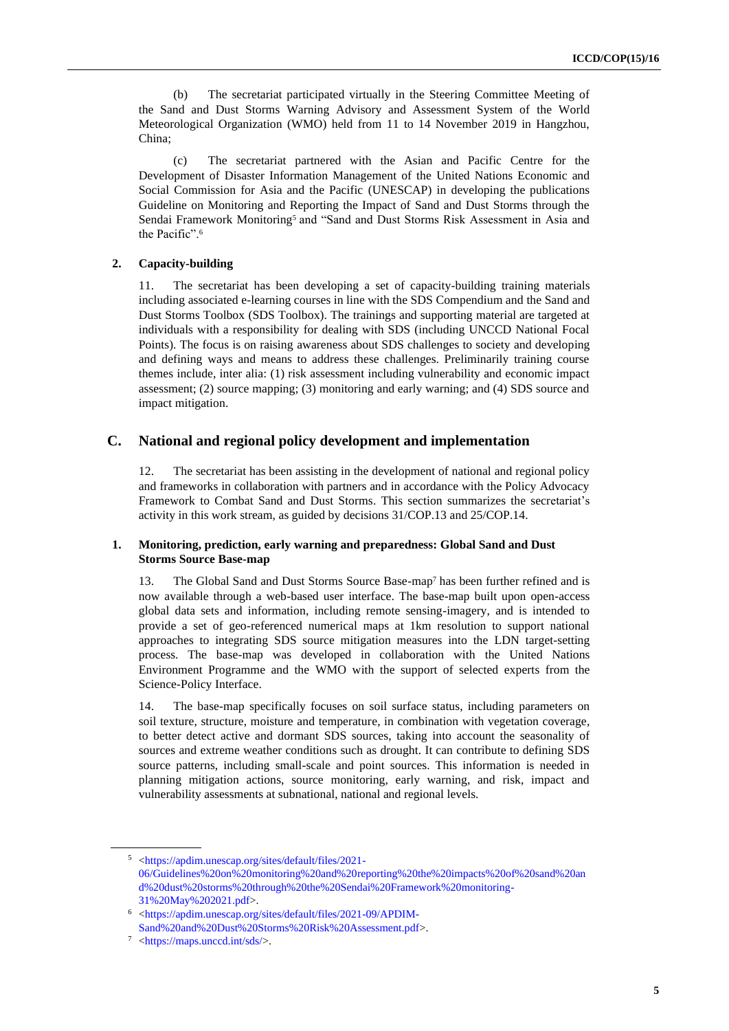(b) The secretariat participated virtually in the Steering Committee Meeting of the Sand and Dust Storms Warning Advisory and Assessment System of the World Meteorological Organization (WMO) held from 11 to 14 November 2019 in Hangzhou, China;

(c) The secretariat partnered with the Asian and Pacific Centre for the Development of Disaster Information Management of the United Nations Economic and Social Commission for Asia and the Pacific (UNESCAP) in developing the publications Guideline on Monitoring and Reporting the Impact of Sand and Dust Storms through the Sendai Framework Monitoring[5] and "Sand and Dust Storms Risk Assessment in Asia and the Pacific".[6]

#### 2. Capacity-building

11. The secretariat has been developing a set of capacity-building training materials including associated e-learning courses in line with the SDS Compendium and the Sand and Dust Storms Toolbox (SDS Toolbox). The trainings and supporting material are targeted at individuals with a responsibility for dealing with SDS (including UNCCD National Focal Points). The focus is on raising awareness about SDS challenges to society and developing and defining ways and means to address these challenges. Preliminarily training course themes include, inter alia: (1) risk assessment including vulnerability and economic impact assessment; (2) source mapping; (3) monitoring and early warning; and (4) SDS source and impact mitigation.

### C. National and regional policy development and implementation

12. The secretariat has been assisting in the development of national and regional policy and frameworks in collaboration with partners and in accordance with the Policy Advocacy Framework to Combat Sand and Dust Storms. This section summarizes the secretariat's activity in this work stream, as guided by decisions 31/COP.13 and 25/COP.14.

#### 1. Monitoring, prediction, early warning and preparedness: Global Sand and Dust Storms Source Base-map

13. The Global Sand and Dust Storms Source Base-map[7] has been further refined and is now available through a web-based user interface. The base-map built upon open-access global data sets and information, including remote sensing-imagery, and is intended to provide a set of geo-referenced numerical maps at 1km resolution to support national approaches to integrating SDS source mitigation measures into the LDN target-setting process. The base-map was developed in collaboration with the United Nations Environment Programme and the WMO with the support of selected experts from the Science-Policy Interface.

14. The base-map specifically focuses on soil surface status, including parameters on soil texture, structure, moisture and temperature, in combination with vegetation coverage, to better detect active and dormant SDS sources, taking into account the seasonality of sources and extreme weather conditions such as drought. It can contribute to defining SDS source patterns, including small-scale and point sources. This information is needed in planning mitigation actions, source monitoring, early warning, and risk, impact and vulnerability assessments at subnational, national and regional levels.

---

[5] <https://apdim.unescap.org/sites/default/files/2021-06/Guidelines%20on%20monitoring%20and%20reporting%20the%20impacts%20of%20sand%20and%20dust%20storms%20through%20the%20Sendai%20Framework%20monitoring-31%20May%202021.pdf>.

[6] <https://apdim.unescap.org/sites/default/files/2021-09/APDIM-Sand%20and%20Dust%20Storms%20Risk%20Assessment.pdf>.

[7] <https://maps.unccd.int/sds/>.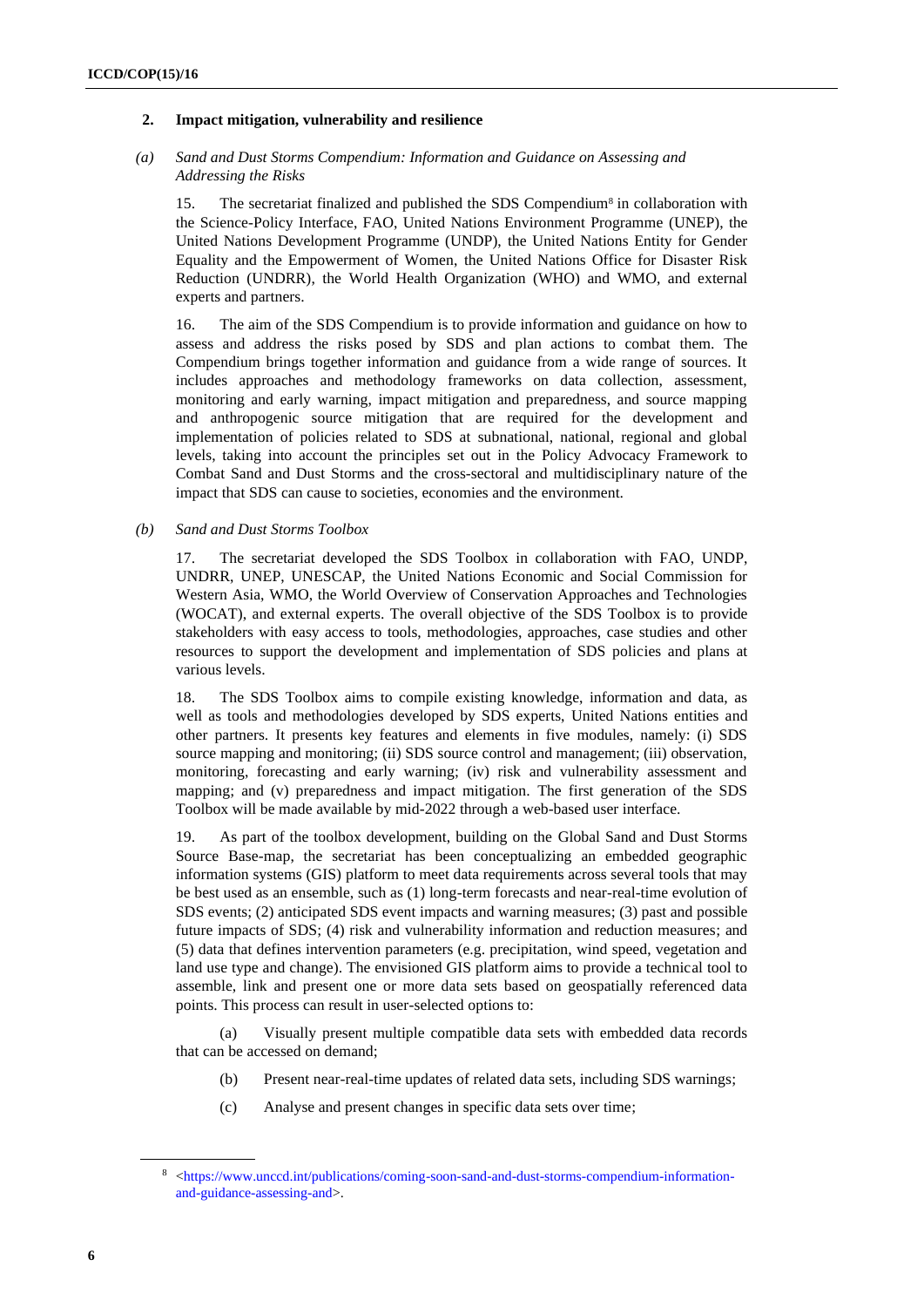### 2. Impact mitigation, vulnerability and resilience

#### (a) *Sand and Dust Storms Compendium: Information and Guidance on Assessing and Addressing the Risks*

15. The secretariat finalized and published the SDS Compendium[8] in collaboration with the Science-Policy Interface, FAO, United Nations Environment Programme (UNEP), the United Nations Development Programme (UNDP), the United Nations Entity for Gender Equality and the Empowerment of Women, the United Nations Office for Disaster Risk Reduction (UNDRR), the World Health Organization (WHO) and WMO, and external experts and partners.

16. The aim of the SDS Compendium is to provide information and guidance on how to assess and address the risks posed by SDS and plan actions to combat them. The Compendium brings together information and guidance from a wide range of sources. It includes approaches and methodology frameworks on data collection, assessment, monitoring and early warning, impact mitigation and preparedness, and source mapping and anthropogenic source mitigation that are required for the development and implementation of policies related to SDS at subnational, national, regional and global levels, taking into account the principles set out in the Policy Advocacy Framework to Combat Sand and Dust Storms and the cross-sectoral and multidisciplinary nature of the impact that SDS can cause to societies, economies and the environment.

#### (b) *Sand and Dust Storms Toolbox*

17. The secretariat developed the SDS Toolbox in collaboration with FAO, UNDP, UNDRR, UNEP, UNESCAP, the United Nations Economic and Social Commission for Western Asia, WMO, the World Overview of Conservation Approaches and Technologies (WOCAT), and external experts. The overall objective of the SDS Toolbox is to provide stakeholders with easy access to tools, methodologies, approaches, case studies and other resources to support the development and implementation of SDS policies and plans at various levels.

18. The SDS Toolbox aims to compile existing knowledge, information and data, as well as tools and methodologies developed by SDS experts, United Nations entities and other partners. It presents key features and elements in five modules, namely: (i) SDS source mapping and monitoring; (ii) SDS source control and management; (iii) observation, monitoring, forecasting and early warning; (iv) risk and vulnerability assessment and mapping; and (v) preparedness and impact mitigation. The first generation of the SDS Toolbox will be made available by mid-2022 through a web-based user interface.

19. As part of the toolbox development, building on the Global Sand and Dust Storms Source Base-map, the secretariat has been conceptualizing an embedded geographic information systems (GIS) platform to meet data requirements across several tools that may be best used as an ensemble, such as (1) long-term forecasts and near-real-time evolution of SDS events; (2) anticipated SDS event impacts and warning measures; (3) past and possible future impacts of SDS; (4) risk and vulnerability information and reduction measures; and (5) data that defines intervention parameters (e.g. precipitation, wind speed, vegetation and land use type and change). The envisioned GIS platform aims to provide a technical tool to assemble, link and present one or more data sets based on geospatially referenced data points. This process can result in user-selected options to:

(a) Visually present multiple compatible data sets with embedded data records that can be accessed on demand;

(b) Present near-real-time updates of related data sets, including SDS warnings;

(c) Analyse and present changes in specific data sets over time;

---

[8] <https://www.unccd.int/publications/coming-soon-sand-and-dust-storms-compendium-information-and-guidance-assessing-and>.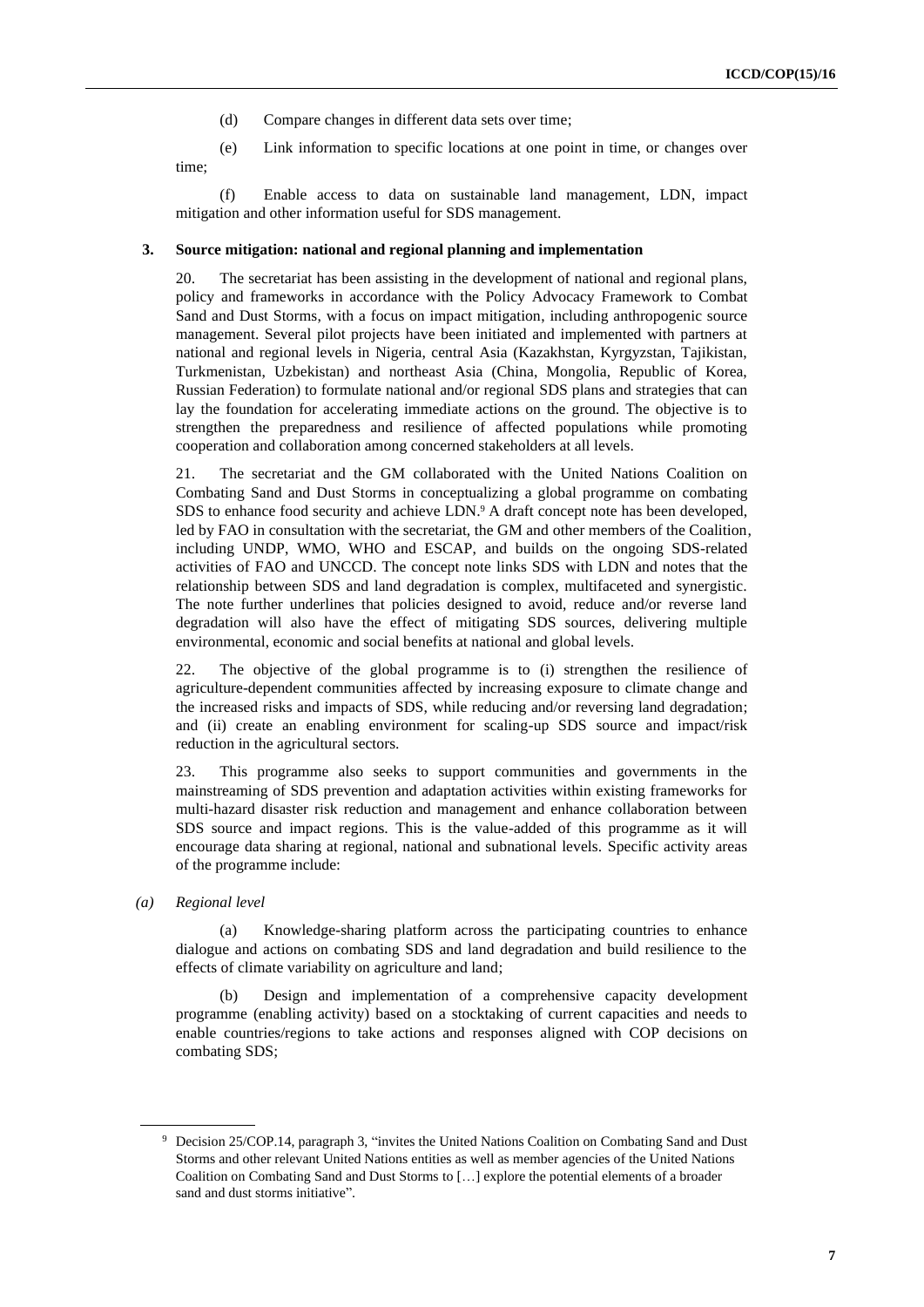(d) Compare changes in different data sets over time;

(e) Link information to specific locations at one point in time, or changes over time;

(f) Enable access to data on sustainable land management, LDN, impact mitigation and other information useful for SDS management.

### 3. Source mitigation: national and regional planning and implementation

20. The secretariat has been assisting in the development of national and regional plans, policy and frameworks in accordance with the Policy Advocacy Framework to Combat Sand and Dust Storms, with a focus on impact mitigation, including anthropogenic source management. Several pilot projects have been initiated and implemented with partners at national and regional levels in Nigeria, central Asia (Kazakhstan, Kyrgyzstan, Tajikistan, Turkmenistan, Uzbekistan) and northeast Asia (China, Mongolia, Republic of Korea, Russian Federation) to formulate national and/or regional SDS plans and strategies that can lay the foundation for accelerating immediate actions on the ground. The objective is to strengthen the preparedness and resilience of affected populations while promoting cooperation and collaboration among concerned stakeholders at all levels.

21. The secretariat and the GM collaborated with the United Nations Coalition on Combating Sand and Dust Storms in conceptualizing a global programme on combating SDS to enhance food security and achieve LDN.[9] A draft concept note has been developed, led by FAO in consultation with the secretariat, the GM and other members of the Coalition, including UNDP, WMO, WHO and ESCAP, and builds on the ongoing SDS-related activities of FAO and UNCCD. The concept note links SDS with LDN and notes that the relationship between SDS and land degradation is complex, multifaceted and synergistic. The note further underlines that policies designed to avoid, reduce and/or reverse land degradation will also have the effect of mitigating SDS sources, delivering multiple environmental, economic and social benefits at national and global levels.

22. The objective of the global programme is to (i) strengthen the resilience of agriculture-dependent communities affected by increasing exposure to climate change and the increased risks and impacts of SDS, while reducing and/or reversing land degradation; and (ii) create an enabling environment for scaling-up SDS source and impact/risk reduction in the agricultural sectors.

23. This programme also seeks to support communities and governments in the mainstreaming of SDS prevention and adaptation activities within existing frameworks for multi-hazard disaster risk reduction and management and enhance collaboration between SDS source and impact regions. This is the value-added of this programme as it will encourage data sharing at regional, national and subnational levels. Specific activity areas of the programme include:

*(a) Regional level*

(a) Knowledge-sharing platform across the participating countries to enhance dialogue and actions on combating SDS and land degradation and build resilience to the effects of climate variability on agriculture and land;

(b) Design and implementation of a comprehensive capacity development programme (enabling activity) based on a stocktaking of current capacities and needs to enable countries/regions to take actions and responses aligned with COP decisions on combating SDS;

---

[9] Decision 25/COP.14, paragraph 3, "invites the United Nations Coalition on Combating Sand and Dust Storms and other relevant United Nations entities as well as member agencies of the United Nations Coalition on Combating Sand and Dust Storms to […] explore the potential elements of a broader sand and dust storms initiative".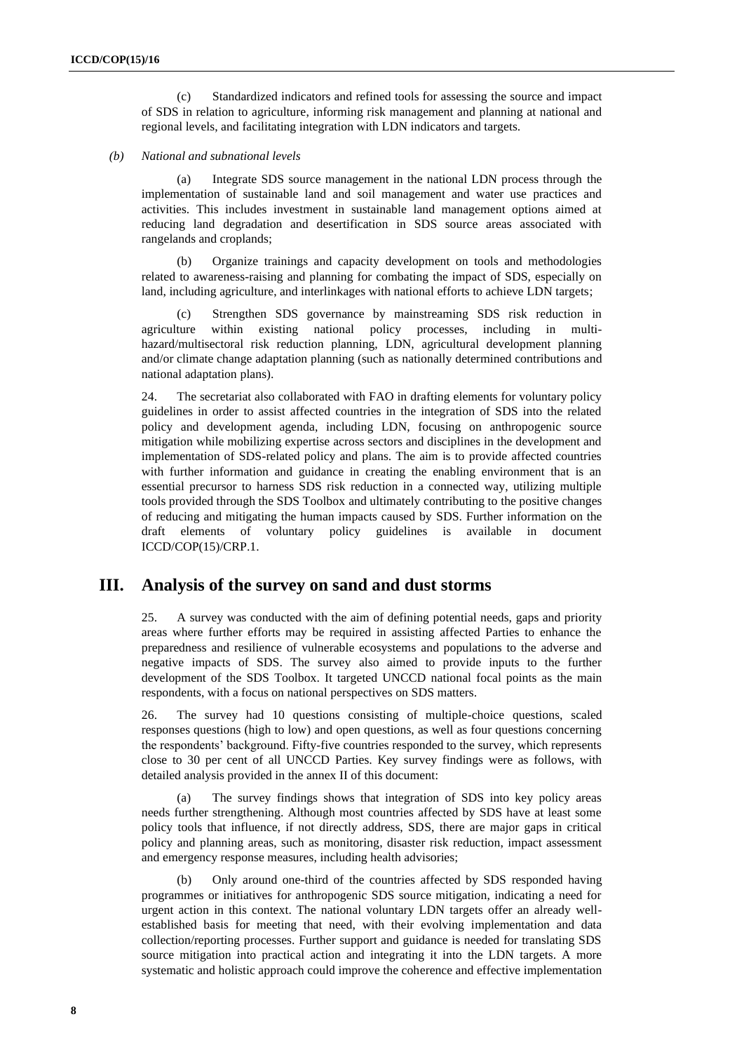(c) Standardized indicators and refined tools for assessing the source and impact of SDS in relation to agriculture, informing risk management and planning at national and regional levels, and facilitating integration with LDN indicators and targets.

*(b) National and subnational levels*

(a) Integrate SDS source management in the national LDN process through the implementation of sustainable land and soil management and water use practices and activities. This includes investment in sustainable land management options aimed at reducing land degradation and desertification in SDS source areas associated with rangelands and croplands;

(b) Organize trainings and capacity development on tools and methodologies related to awareness-raising and planning for combating the impact of SDS, especially on land, including agriculture, and interlinkages with national efforts to achieve LDN targets;

(c) Strengthen SDS governance by mainstreaming SDS risk reduction in agriculture within existing national policy processes, including in multi-hazard/multisectoral risk reduction planning, LDN, agricultural development planning and/or climate change adaptation planning (such as nationally determined contributions and national adaptation plans).

24. The secretariat also collaborated with FAO in drafting elements for voluntary policy guidelines in order to assist affected countries in the integration of SDS into the related policy and development agenda, including LDN, focusing on anthropogenic source mitigation while mobilizing expertise across sectors and disciplines in the development and implementation of SDS-related policy and plans. The aim is to provide affected countries with further information and guidance in creating the enabling environment that is an essential precursor to harness SDS risk reduction in a connected way, utilizing multiple tools provided through the SDS Toolbox and ultimately contributing to the positive changes of reducing and mitigating the human impacts caused by SDS. Further information on the draft elements of voluntary policy guidelines is available in document ICCD/COP(15)/CRP.1.

## III. Analysis of the survey on sand and dust storms

25. A survey was conducted with the aim of defining potential needs, gaps and priority areas where further efforts may be required in assisting affected Parties to enhance the preparedness and resilience of vulnerable ecosystems and populations to the adverse and negative impacts of SDS. The survey also aimed to provide inputs to the further development of the SDS Toolbox. It targeted UNCCD national focal points as the main respondents, with a focus on national perspectives on SDS matters.

26. The survey had 10 questions consisting of multiple-choice questions, scaled responses questions (high to low) and open questions, as well as four questions concerning the respondents' background. Fifty-five countries responded to the survey, which represents close to 30 per cent of all UNCCD Parties. Key survey findings were as follows, with detailed analysis provided in the annex II of this document:

(a) The survey findings shows that integration of SDS into key policy areas needs further strengthening. Although most countries affected by SDS have at least some policy tools that influence, if not directly address, SDS, there are major gaps in critical policy and planning areas, such as monitoring, disaster risk reduction, impact assessment and emergency response measures, including health advisories;

(b) Only around one-third of the countries affected by SDS responded having programmes or initiatives for anthropogenic SDS source mitigation, indicating a need for urgent action in this context. The national voluntary LDN targets offer an already well-established basis for meeting that need, with their evolving implementation and data collection/reporting processes. Further support and guidance is needed for translating SDS source mitigation into practical action and integrating it into the LDN targets. A more systematic and holistic approach could improve the coherence and effective implementation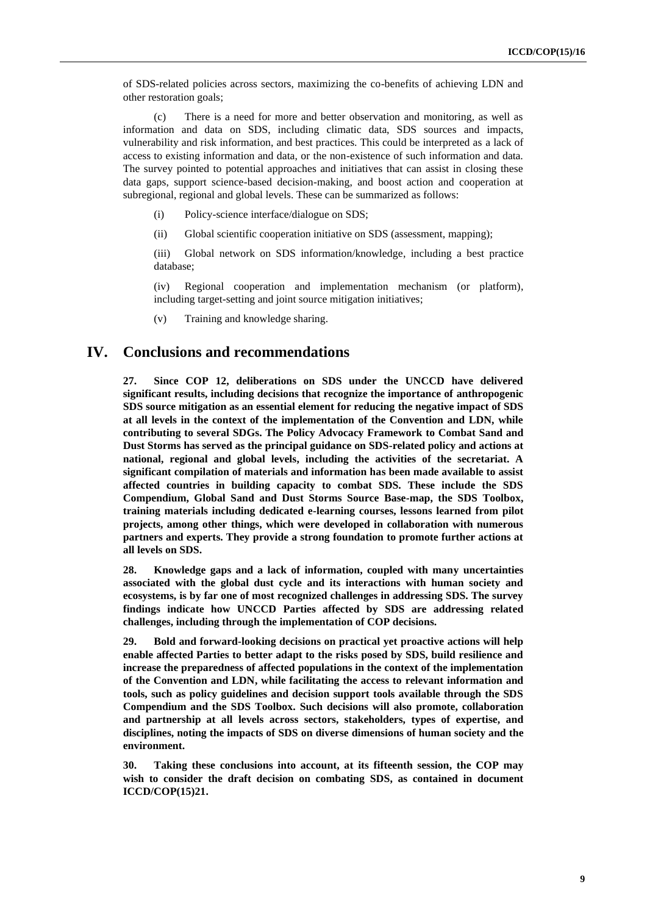of SDS-related policies across sectors, maximizing the co-benefits of achieving LDN and other restoration goals;

(c) There is a need for more and better observation and monitoring, as well as information and data on SDS, including climatic data, SDS sources and impacts, vulnerability and risk information, and best practices. This could be interpreted as a lack of access to existing information and data, or the non-existence of such information and data. The survey pointed to potential approaches and initiatives that can assist in closing these data gaps, support science-based decision-making, and boost action and cooperation at subregional, regional and global levels. These can be summarized as follows:

(i) Policy-science interface/dialogue on SDS;

(ii) Global scientific cooperation initiative on SDS (assessment, mapping);

(iii) Global network on SDS information/knowledge, including a best practice database;

(iv) Regional cooperation and implementation mechanism (or platform), including target-setting and joint source mitigation initiatives;

(v) Training and knowledge sharing.

## IV. Conclusions and recommendations

**27. Since COP 12, deliberations on SDS under the UNCCD have delivered significant results, including decisions that recognize the importance of anthropogenic SDS source mitigation as an essential element for reducing the negative impact of SDS at all levels in the context of the implementation of the Convention and LDN, while contributing to several SDGs. The Policy Advocacy Framework to Combat Sand and Dust Storms has served as the principal guidance on SDS-related policy and actions at national, regional and global levels, including the activities of the secretariat. A significant compilation of materials and information has been made available to assist affected countries in building capacity to combat SDS. These include the SDS Compendium, Global Sand and Dust Storms Source Base-map, the SDS Toolbox, training materials including dedicated e-learning courses, lessons learned from pilot projects, among other things, which were developed in collaboration with numerous partners and experts. They provide a strong foundation to promote further actions at all levels on SDS.**

**28. Knowledge gaps and a lack of information, coupled with many uncertainties associated with the global dust cycle and its interactions with human society and ecosystems, is by far one of most recognized challenges in addressing SDS. The survey findings indicate how UNCCD Parties affected by SDS are addressing related challenges, including through the implementation of COP decisions.**

**29. Bold and forward-looking decisions on practical yet proactive actions will help enable affected Parties to better adapt to the risks posed by SDS, build resilience and increase the preparedness of affected populations in the context of the implementation of the Convention and LDN, while facilitating the access to relevant information and tools, such as policy guidelines and decision support tools available through the SDS Compendium and the SDS Toolbox. Such decisions will also promote, collaboration and partnership at all levels across sectors, stakeholders, types of expertise, and disciplines, noting the impacts of SDS on diverse dimensions of human society and the environment.**

**30. Taking these conclusions into account, at its fifteenth session, the COP may wish to consider the draft decision on combating SDS, as contained in document ICCD/COP(15)21.**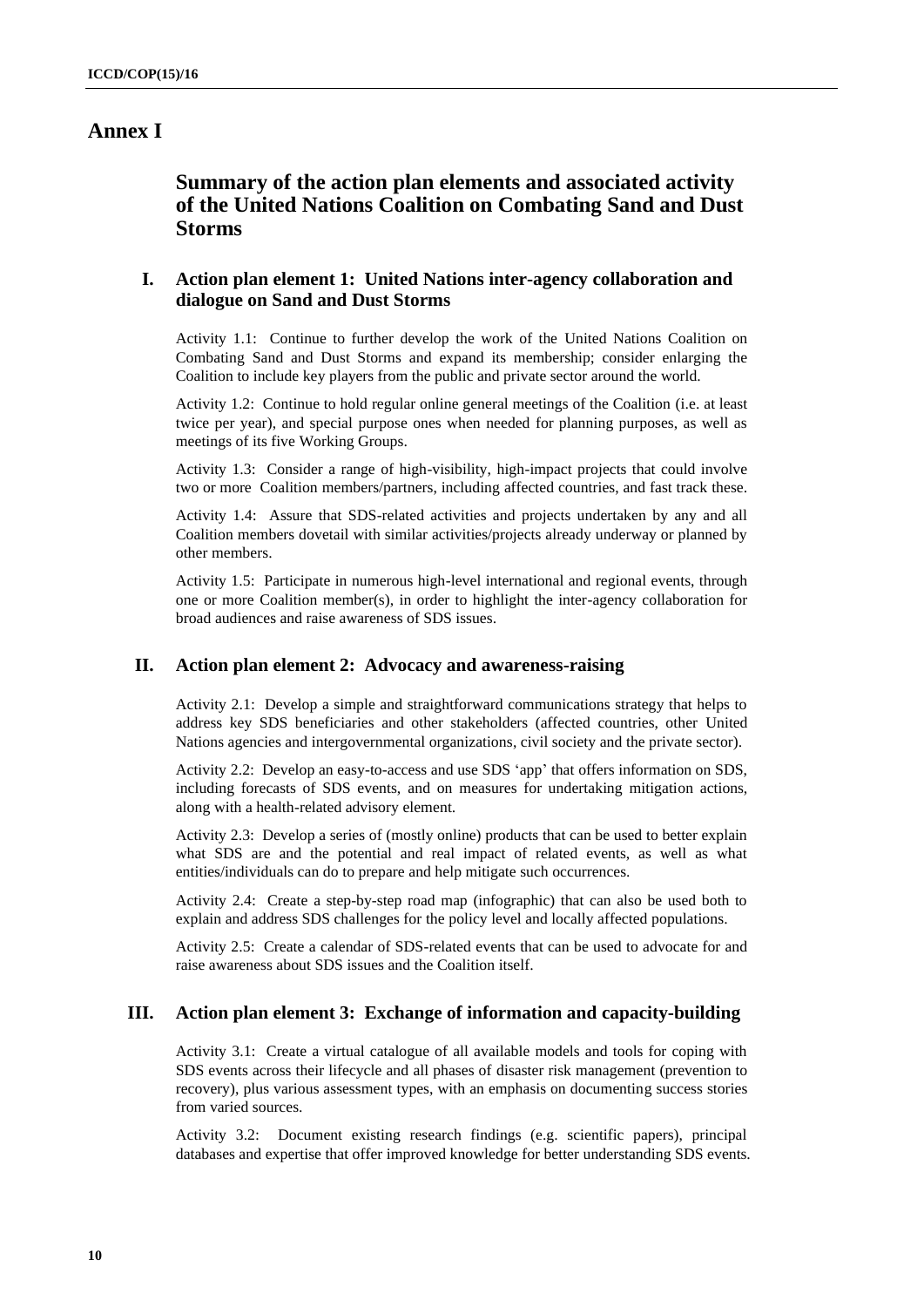# Annex I

## Summary of the action plan elements and associated activity of the United Nations Coalition on Combating Sand and Dust Storms

### I. Action plan element 1: United Nations inter-agency collaboration and dialogue on Sand and Dust Storms

Activity 1.1: Continue to further develop the work of the United Nations Coalition on Combating Sand and Dust Storms and expand its membership; consider enlarging the Coalition to include key players from the public and private sector around the world.

Activity 1.2: Continue to hold regular online general meetings of the Coalition (i.e. at least twice per year), and special purpose ones when needed for planning purposes, as well as meetings of its five Working Groups.

Activity 1.3: Consider a range of high-visibility, high-impact projects that could involve two or more Coalition members/partners, including affected countries, and fast track these.

Activity 1.4: Assure that SDS-related activities and projects undertaken by any and all Coalition members dovetail with similar activities/projects already underway or planned by other members.

Activity 1.5: Participate in numerous high-level international and regional events, through one or more Coalition member(s), in order to highlight the inter-agency collaboration for broad audiences and raise awareness of SDS issues.

### II. Action plan element 2: Advocacy and awareness-raising

Activity 2.1: Develop a simple and straightforward communications strategy that helps to address key SDS beneficiaries and other stakeholders (affected countries, other United Nations agencies and intergovernmental organizations, civil society and the private sector).

Activity 2.2: Develop an easy-to-access and use SDS 'app' that offers information on SDS, including forecasts of SDS events, and on measures for undertaking mitigation actions, along with a health-related advisory element.

Activity 2.3: Develop a series of (mostly online) products that can be used to better explain what SDS are and the potential and real impact of related events, as well as what entities/individuals can do to prepare and help mitigate such occurrences.

Activity 2.4: Create a step-by-step road map (infographic) that can also be used both to explain and address SDS challenges for the policy level and locally affected populations.

Activity 2.5: Create a calendar of SDS-related events that can be used to advocate for and raise awareness about SDS issues and the Coalition itself.

### III. Action plan element 3: Exchange of information and capacity-building

Activity 3.1: Create a virtual catalogue of all available models and tools for coping with SDS events across their lifecycle and all phases of disaster risk management (prevention to recovery), plus various assessment types, with an emphasis on documenting success stories from varied sources.

Activity 3.2: Document existing research findings (e.g. scientific papers), principal databases and expertise that offer improved knowledge for better understanding SDS events.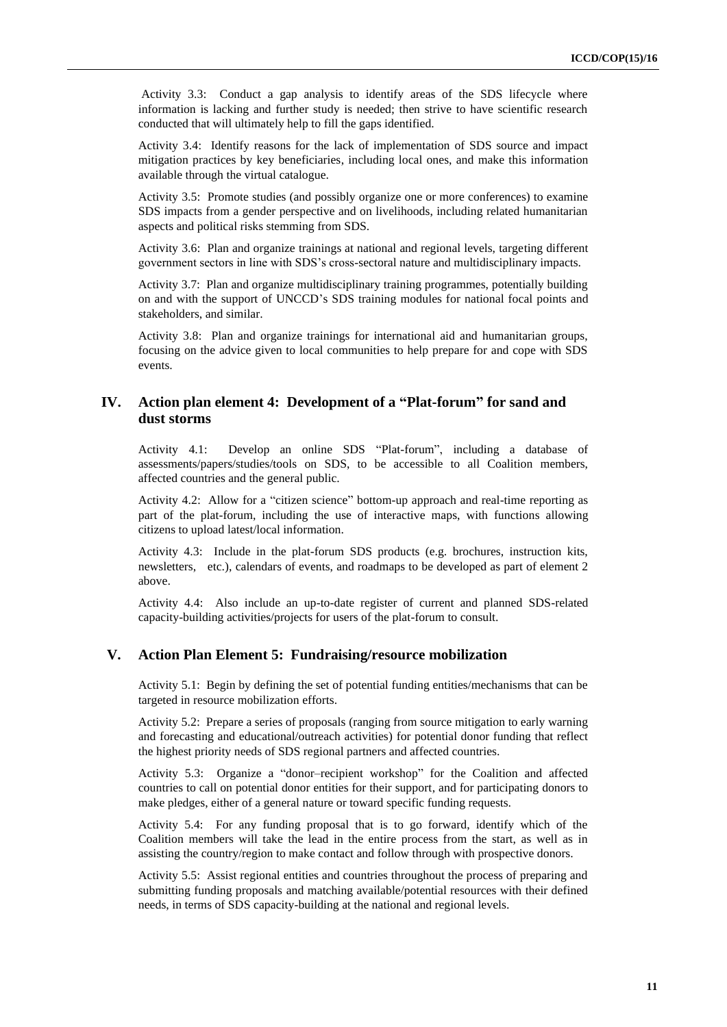Activity 3.3: Conduct a gap analysis to identify areas of the SDS lifecycle where information is lacking and further study is needed; then strive to have scientific research conducted that will ultimately help to fill the gaps identified.

Activity 3.4: Identify reasons for the lack of implementation of SDS source and impact mitigation practices by key beneficiaries, including local ones, and make this information available through the virtual catalogue.

Activity 3.5: Promote studies (and possibly organize one or more conferences) to examine SDS impacts from a gender perspective and on livelihoods, including related humanitarian aspects and political risks stemming from SDS.

Activity 3.6: Plan and organize trainings at national and regional levels, targeting different government sectors in line with SDS's cross-sectoral nature and multidisciplinary impacts.

Activity 3.7: Plan and organize multidisciplinary training programmes, potentially building on and with the support of UNCCD's SDS training modules for national focal points and stakeholders, and similar.

Activity 3.8: Plan and organize trainings for international aid and humanitarian groups, focusing on the advice given to local communities to help prepare for and cope with SDS events.

## IV. Action plan element 4: Development of a "Plat-forum" for sand and dust storms

Activity 4.1: Develop an online SDS "Plat-forum", including a database of assessments/papers/studies/tools on SDS, to be accessible to all Coalition members, affected countries and the general public.

Activity 4.2: Allow for a "citizen science" bottom-up approach and real-time reporting as part of the plat-forum, including the use of interactive maps, with functions allowing citizens to upload latest/local information.

Activity 4.3: Include in the plat-forum SDS products (e.g. brochures, instruction kits, newsletters, etc.), calendars of events, and roadmaps to be developed as part of element 2 above.

Activity 4.4: Also include an up-to-date register of current and planned SDS-related capacity-building activities/projects for users of the plat-forum to consult.

## V. Action Plan Element 5: Fundraising/resource mobilization

Activity 5.1: Begin by defining the set of potential funding entities/mechanisms that can be targeted in resource mobilization efforts.

Activity 5.2: Prepare a series of proposals (ranging from source mitigation to early warning and forecasting and educational/outreach activities) for potential donor funding that reflect the highest priority needs of SDS regional partners and affected countries.

Activity 5.3: Organize a "donor–recipient workshop" for the Coalition and affected countries to call on potential donor entities for their support, and for participating donors to make pledges, either of a general nature or toward specific funding requests.

Activity 5.4: For any funding proposal that is to go forward, identify which of the Coalition members will take the lead in the entire process from the start, as well as in assisting the country/region to make contact and follow through with prospective donors.

Activity 5.5: Assist regional entities and countries throughout the process of preparing and submitting funding proposals and matching available/potential resources with their defined needs, in terms of SDS capacity-building at the national and regional levels.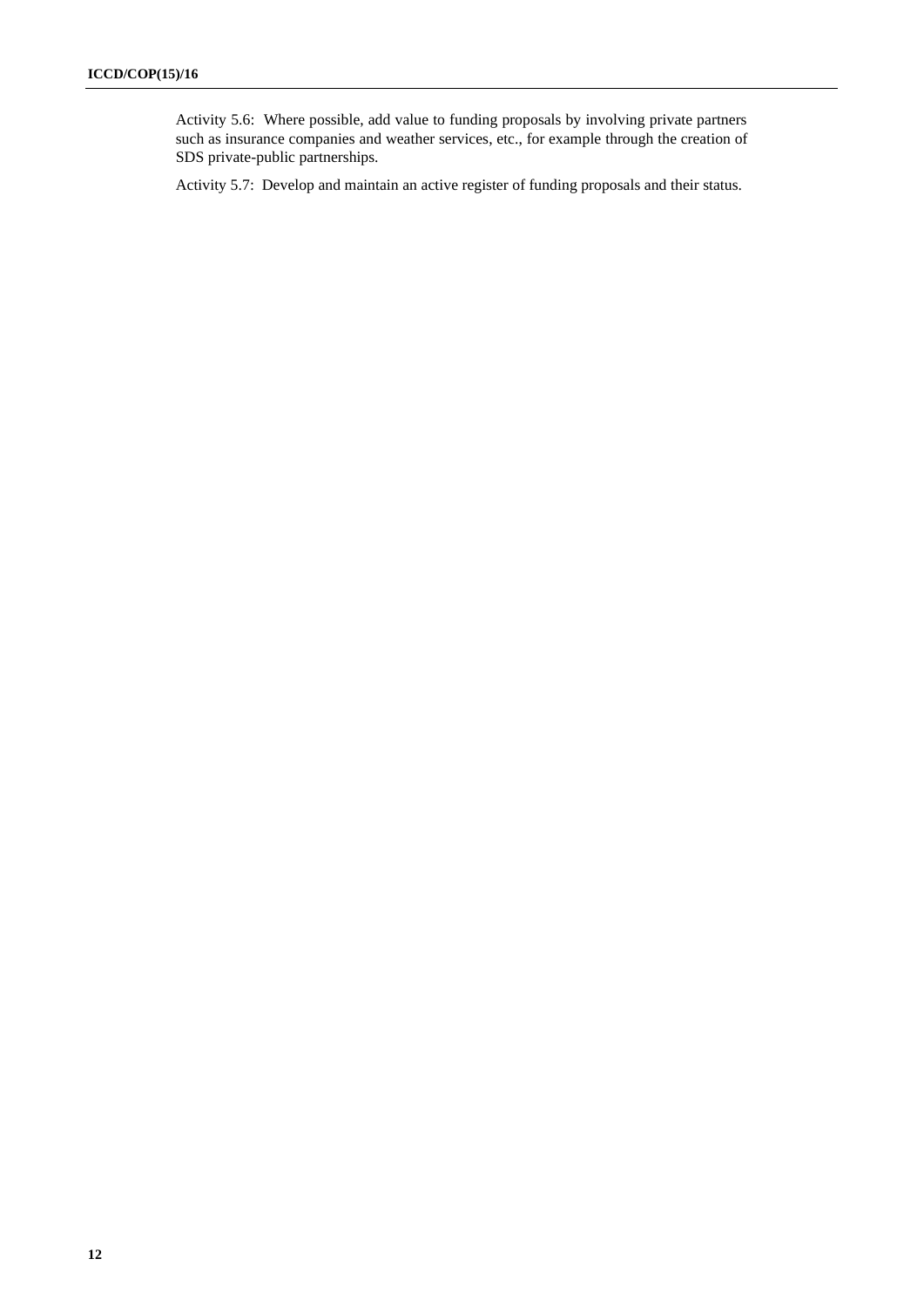Activity 5.6: Where possible, add value to funding proposals by involving private partners such as insurance companies and weather services, etc., for example through the creation of SDS private-public partnerships.

Activity 5.7: Develop and maintain an active register of funding proposals and their status.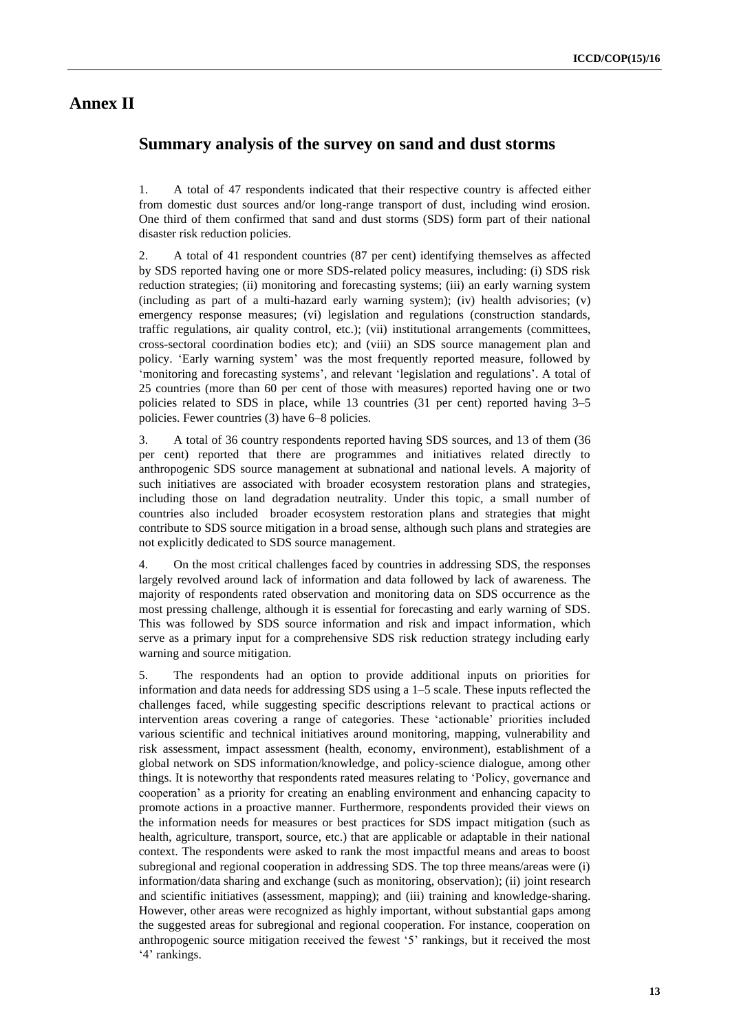# Annex II

## Summary analysis of the survey on sand and dust storms

1. A total of 47 respondents indicated that their respective country is affected either from domestic dust sources and/or long-range transport of dust, including wind erosion. One third of them confirmed that sand and dust storms (SDS) form part of their national disaster risk reduction policies.

2. A total of 41 respondent countries (87 per cent) identifying themselves as affected by SDS reported having one or more SDS-related policy measures, including: (i) SDS risk reduction strategies; (ii) monitoring and forecasting systems; (iii) an early warning system (including as part of a multi-hazard early warning system); (iv) health advisories; (v) emergency response measures; (vi) legislation and regulations (construction standards, traffic regulations, air quality control, etc.); (vii) institutional arrangements (committees, cross-sectoral coordination bodies etc); and (viii) an SDS source management plan and policy. 'Early warning system' was the most frequently reported measure, followed by 'monitoring and forecasting systems', and relevant 'legislation and regulations'. A total of 25 countries (more than 60 per cent of those with measures) reported having one or two policies related to SDS in place, while 13 countries (31 per cent) reported having 3–5 policies. Fewer countries (3) have 6–8 policies.

3. A total of 36 country respondents reported having SDS sources, and 13 of them (36 per cent) reported that there are programmes and initiatives related directly to anthropogenic SDS source management at subnational and national levels. A majority of such initiatives are associated with broader ecosystem restoration plans and strategies, including those on land degradation neutrality. Under this topic, a small number of countries also included broader ecosystem restoration plans and strategies that might contribute to SDS source mitigation in a broad sense, although such plans and strategies are not explicitly dedicated to SDS source management.

4. On the most critical challenges faced by countries in addressing SDS, the responses largely revolved around lack of information and data followed by lack of awareness. The majority of respondents rated observation and monitoring data on SDS occurrence as the most pressing challenge, although it is essential for forecasting and early warning of SDS. This was followed by SDS source information and risk and impact information, which serve as a primary input for a comprehensive SDS risk reduction strategy including early warning and source mitigation.

5. The respondents had an option to provide additional inputs on priorities for information and data needs for addressing SDS using a 1–5 scale. These inputs reflected the challenges faced, while suggesting specific descriptions relevant to practical actions or intervention areas covering a range of categories. These 'actionable' priorities included various scientific and technical initiatives around monitoring, mapping, vulnerability and risk assessment, impact assessment (health, economy, environment), establishment of a global network on SDS information/knowledge, and policy-science dialogue, among other things. It is noteworthy that respondents rated measures relating to 'Policy, governance and cooperation' as a priority for creating an enabling environment and enhancing capacity to promote actions in a proactive manner. Furthermore, respondents provided their views on the information needs for measures or best practices for SDS impact mitigation (such as health, agriculture, transport, source, etc.) that are applicable or adaptable in their national context. The respondents were asked to rank the most impactful means and areas to boost subregional and regional cooperation in addressing SDS. The top three means/areas were (i) information/data sharing and exchange (such as monitoring, observation); (ii) joint research and scientific initiatives (assessment, mapping); and (iii) training and knowledge-sharing. However, other areas were recognized as highly important, without substantial gaps among the suggested areas for subregional and regional cooperation. For instance, cooperation on anthropogenic source mitigation received the fewest '5' rankings, but it received the most '4' rankings.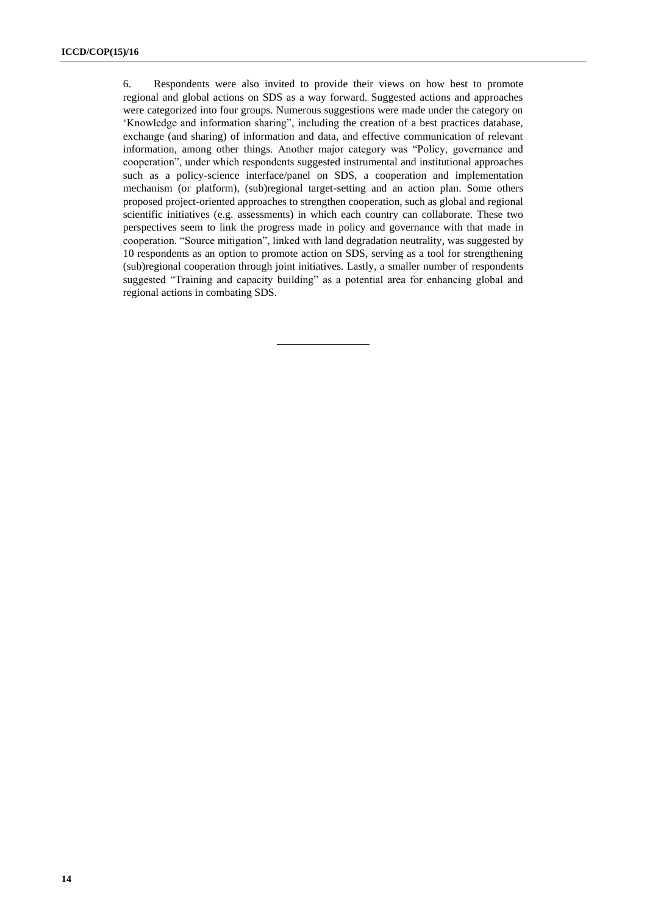6. Respondents were also invited to provide their views on how best to promote regional and global actions on SDS as a way forward. Suggested actions and approaches were categorized into four groups. Numerous suggestions were made under the category on 'Knowledge and information sharing", including the creation of a best practices database, exchange (and sharing) of information and data, and effective communication of relevant information, among other things. Another major category was "Policy, governance and cooperation", under which respondents suggested instrumental and institutional approaches such as a policy-science interface/panel on SDS, a cooperation and implementation mechanism (or platform), (sub)regional target-setting and an action plan. Some others proposed project-oriented approaches to strengthen cooperation, such as global and regional scientific initiatives (e.g. assessments) in which each country can collaborate. These two perspectives seem to link the progress made in policy and governance with that made in cooperation. "Source mitigation", linked with land degradation neutrality, was suggested by 10 respondents as an option to promote action on SDS, serving as a tool for strengthening (sub)regional cooperation through joint initiatives. Lastly, a smaller number of respondents suggested "Training and capacity building" as a potential area for enhancing global and regional actions in combating SDS.